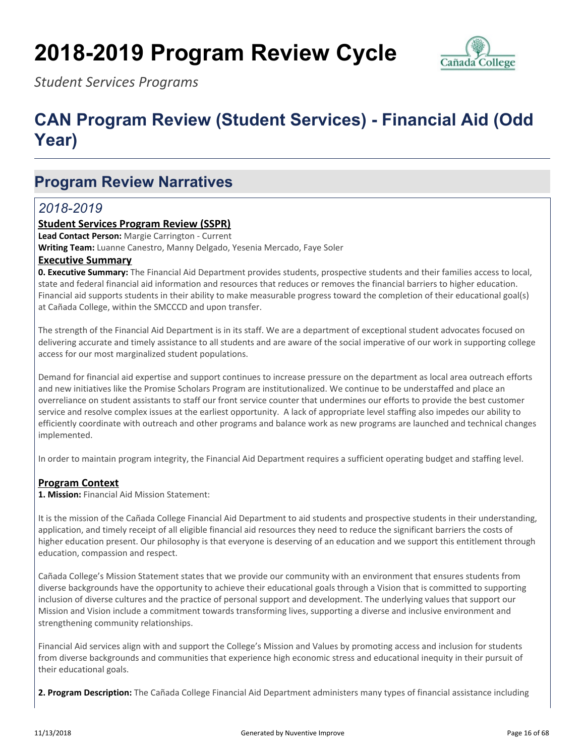# 2018-2019 Program Review Cycle

*Student Services Programs*

# CAN Program Review (Student Services) - Financial Aid (Odd Year)

## Program Review Narratives

### *2018-2019*

**Student Services Program Review (SSPR)**

**Lead Contact Person:** Margie Carrington - Current

**Writing Team:** Luanne Canestro, Manny Delgado, Yesenia Mercado, Faye Soler

**Executive Summary**

**0. Executive Summary:** The Financial Aid Department provides students, prospective students and their families access to local, state and federal financial aid information and resources that reduces or removes the financial barriers to higher education. Financial aid supports students in their ability to make measurable progress toward the completion of their educational goal(s) at Cañada College, within the SMCCCD and upon transfer.

The strength of the Financial Aid Department is in its staff. We are a department of exceptional student advocates focused on delivering accurate and timely assistance to all students and are aware of the social imperative of our work in supporting college access for our most marginalized student populations.

Demand for financial aid expertise and support continues to increase pressure on the department as local area outreach efforts and new initiatives like the Promise Scholars Program are institutionalized. We continue to be understaffed and place an overreliance on student assistants to staff our front service counter that undermines our efforts to provide the best customer service and resolve complex issues at the earliest opportunity. A lack of appropriate level staffing also impedes our ability to efficiently coordinate with outreach and other programs and balance work as new programs are launched and technical changes implemented.

In order to maintain program integrity, the Financial Aid Department requires a sufficient operating budget and staffing level.

**Program Context**

**1. Mission:** Financial Aid Mission Statement:

It is the mission of the Cañada College Financial Aid Department to aid students and prospective students in their understanding, application, and timely receipt of all eligible financial aid resources they need to reduce the significant barriers the costs of higher education present. Our philosophy is that everyone is deserving of an education and we support this entitlement through education, compassion and respect.

Cañada College's Mission Statement states that we provide our community with an environment that ensures students from diverse backgrounds have the opportunity to achieve their educational goals through a Vision that is committed to supporting inclusion of diverse cultures and the practice of personal support and development. The underlying values that support our Mission and Vision include a commitment towards transforming lives, supporting a diverse and inclusive environment and strengthening community relationships.

Financial Aid services align with and support the College's Mission and Values by promoting access and inclusion for students from diverse backgrounds and communities that experience high economic stress and educational inequity in their pursuit of their educational goals.

**2. Program Description:** The Cañada College Financial Aid Department administers many types of financial assistance including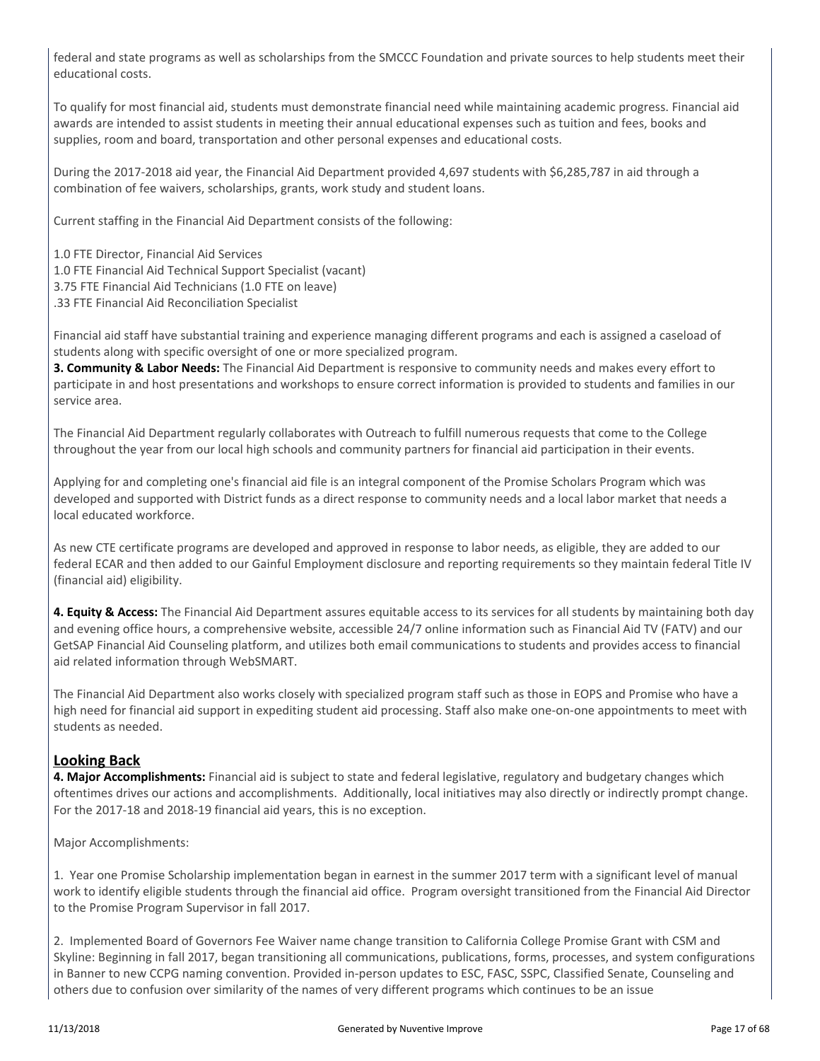federal and state programs as well as scholarships from the SMCCC Foundation and private sources to help students meet their educational costs.

To qualify for most financial aid, students must demonstrate financial need while maintaining academic progress. Financial aid awards are intended to assist students in meeting their annual educational expenses such as tuition and fees, books and supplies, room and board, transportation and other personal expenses and educational costs.

During the 2017-2018 aid year, the Financial Aid Department provided 4,697 students with $6,285,787 in aid through a combination of fee waivers, scholarships, grants, work study and student loans.

Current staffing in the Financial Aid Department consists of the following:

1.0 FTE Director, Financial Aid Services
1.0 FTE Financial Aid Technical Support Specialist (vacant)
3.75 FTE Financial Aid Technicians (1.0 FTE on leave)
.33 FTE Financial Aid Reconciliation Specialist

Financial aid staff have substantial training and experience managing different programs and each is assigned a caseload of students along with specific oversight of one or more specialized program.

**3. Community & Labor Needs:** The Financial Aid Department is responsive to community needs and makes every effort to participate in and host presentations and workshops to ensure correct information is provided to students and families in our service area.

The Financial Aid Department regularly collaborates with Outreach to fulfill numerous requests that come to the College throughout the year from our local high schools and community partners for financial aid participation in their events.

Applying for and completing one's financial aid file is an integral component of the Promise Scholars Program which was developed and supported with District funds as a direct response to community needs and a local labor market that needs a local educated workforce.

As new CTE certificate programs are developed and approved in response to labor needs, as eligible, they are added to our federal ECAR and then added to our Gainful Employment disclosure and reporting requirements so they maintain federal Title IV (financial aid) eligibility.

**4. Equity & Access:** The Financial Aid Department assures equitable access to its services for all students by maintaining both day and evening office hours, a comprehensive website, accessible 24/7 online information such as Financial Aid TV (FATV) and our GetSAP Financial Aid Counseling platform, and utilizes both email communications to students and provides access to financial aid related information through WebSMART.

The Financial Aid Department also works closely with specialized program staff such as those in EOPS and Promise who have a high need for financial aid support in expediting student aid processing. Staff also make one-on-one appointments to meet with students as needed.

## Looking Back

**4. Major Accomplishments:** Financial aid is subject to state and federal legislative, regulatory and budgetary changes which oftentimes drives our actions and accomplishments. Additionally, local initiatives may also directly or indirectly prompt change. For the 2017-18 and 2018-19 financial aid years, this is no exception.

Major Accomplishments:

1. Year one Promise Scholarship implementation began in earnest in the summer 2017 term with a significant level of manual work to identify eligible students through the financial aid office. Program oversight transitioned from the Financial Aid Director to the Promise Program Supervisor in fall 2017.

2. Implemented Board of Governors Fee Waiver name change transition to California College Promise Grant with CSM and Skyline: Beginning in fall 2017, began transitioning all communications, publications, forms, processes, and system configurations in Banner to new CCPG naming convention. Provided in-person updates to ESC, FASC, SSPC, Classified Senate, Counseling and others due to confusion over similarity of the names of very different programs which continues to be an issue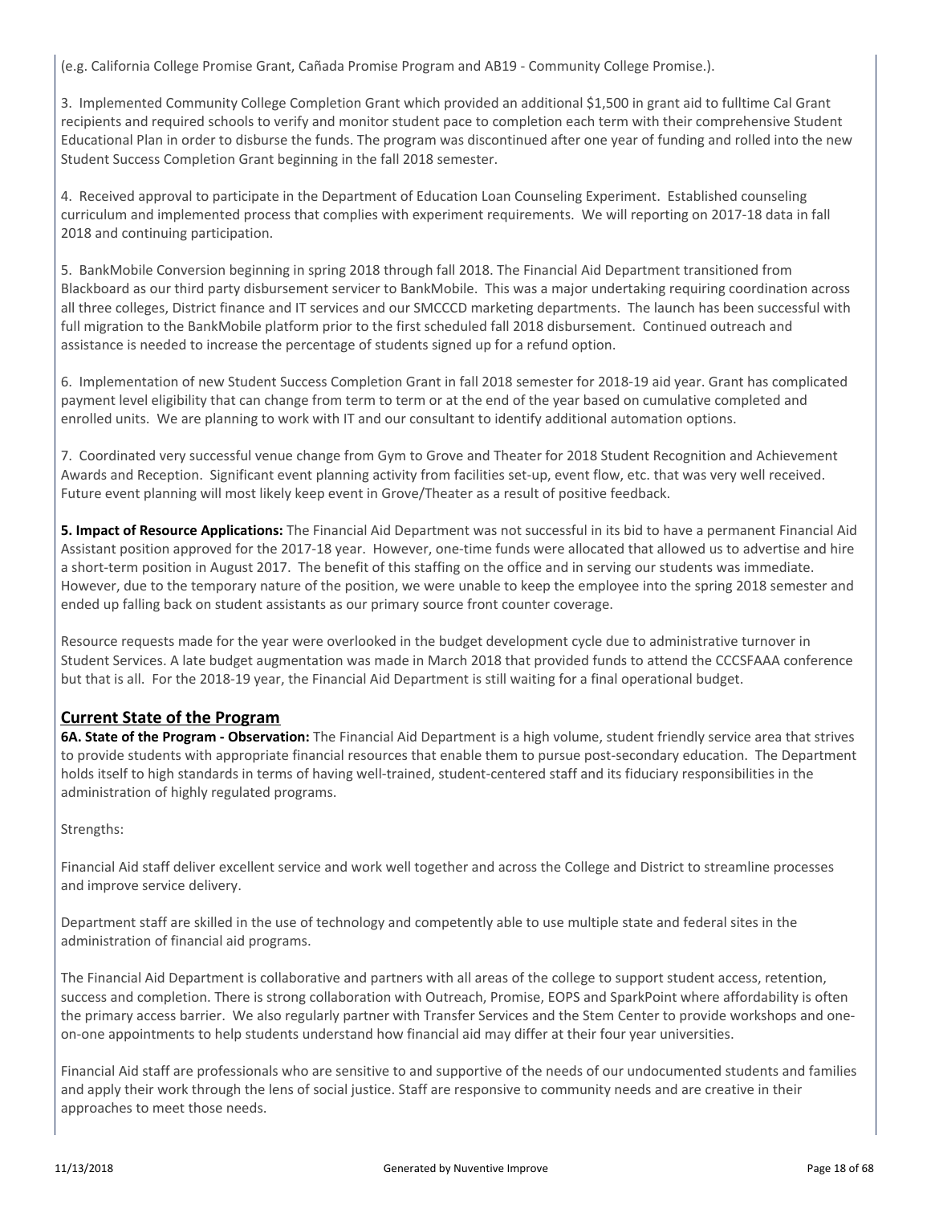(e.g. California College Promise Grant, Cañada Promise Program and AB19 - Community College Promise.).

3. Implemented Community College Completion Grant which provided an additional $1,500 in grant aid to fulltime Cal Grant recipients and required schools to verify and monitor student pace to completion each term with their comprehensive Student Educational Plan in order to disburse the funds. The program was discontinued after one year of funding and rolled into the new Student Success Completion Grant beginning in the fall 2018 semester.

4. Received approval to participate in the Department of Education Loan Counseling Experiment. Established counseling curriculum and implemented process that complies with experiment requirements. We will reporting on 2017-18 data in fall 2018 and continuing participation.

5. BankMobile Conversion beginning in spring 2018 through fall 2018. The Financial Aid Department transitioned from Blackboard as our third party disbursement servicer to BankMobile. This was a major undertaking requiring coordination across all three colleges, District finance and IT services and our SMCCCD marketing departments. The launch has been successful with full migration to the BankMobile platform prior to the first scheduled fall 2018 disbursement. Continued outreach and assistance is needed to increase the percentage of students signed up for a refund option.

6. Implementation of new Student Success Completion Grant in fall 2018 semester for 2018-19 aid year. Grant has complicated payment level eligibility that can change from term to term or at the end of the year based on cumulative completed and enrolled units. We are planning to work with IT and our consultant to identify additional automation options.

7. Coordinated very successful venue change from Gym to Grove and Theater for 2018 Student Recognition and Achievement Awards and Reception. Significant event planning activity from facilities set-up, event flow, etc. that was very well received. Future event planning will most likely keep event in Grove/Theater as a result of positive feedback.

**5. Impact of Resource Applications:** The Financial Aid Department was not successful in its bid to have a permanent Financial Aid Assistant position approved for the 2017-18 year. However, one-time funds were allocated that allowed us to advertise and hire a short-term position in August 2017. The benefit of this staffing on the office and in serving our students was immediate. However, due to the temporary nature of the position, we were unable to keep the employee into the spring 2018 semester and ended up falling back on student assistants as our primary source front counter coverage.

Resource requests made for the year were overlooked in the budget development cycle due to administrative turnover in Student Services. A late budget augmentation was made in March 2018 that provided funds to attend the CCCSFAAA conference but that is all. For the 2018-19 year, the Financial Aid Department is still waiting for a final operational budget.

## Current State of the Program

**6A. State of the Program - Observation:** The Financial Aid Department is a high volume, student friendly service area that strives to provide students with appropriate financial resources that enable them to pursue post-secondary education. The Department holds itself to high standards in terms of having well-trained, student-centered staff and its fiduciary responsibilities in the administration of highly regulated programs.

Strengths:

Financial Aid staff deliver excellent service and work well together and across the College and District to streamline processes and improve service delivery.

Department staff are skilled in the use of technology and competently able to use multiple state and federal sites in the administration of financial aid programs.

The Financial Aid Department is collaborative and partners with all areas of the college to support student access, retention, success and completion. There is strong collaboration with Outreach, Promise, EOPS and SparkPoint where affordability is often the primary access barrier. We also regularly partner with Transfer Services and the Stem Center to provide workshops and one-on-one appointments to help students understand how financial aid may differ at their four year universities.

Financial Aid staff are professionals who are sensitive to and supportive of the needs of our undocumented students and families and apply their work through the lens of social justice. Staff are responsive to community needs and are creative in their approaches to meet those needs.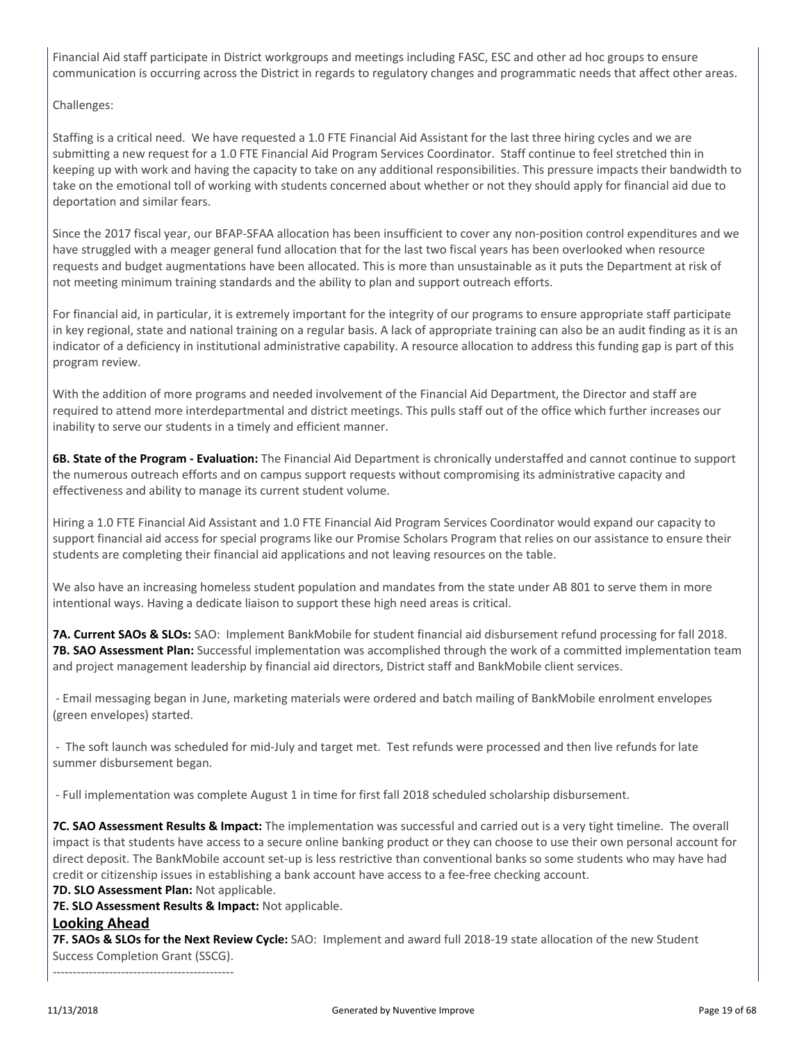Financial Aid staff participate in District workgroups and meetings including FASC, ESC and other ad hoc groups to ensure communication is occurring across the District in regards to regulatory changes and programmatic needs that affect other areas.

Challenges:

Staffing is a critical need. We have requested a 1.0 FTE Financial Aid Assistant for the last three hiring cycles and we are submitting a new request for a 1.0 FTE Financial Aid Program Services Coordinator. Staff continue to feel stretched thin in keeping up with work and having the capacity to take on any additional responsibilities. This pressure impacts their bandwidth to take on the emotional toll of working with students concerned about whether or not they should apply for financial aid due to deportation and similar fears.

Since the 2017 fiscal year, our BFAP-SFAA allocation has been insufficient to cover any non-position control expenditures and we have struggled with a meager general fund allocation that for the last two fiscal years has been overlooked when resource requests and budget augmentations have been allocated. This is more than unsustainable as it puts the Department at risk of not meeting minimum training standards and the ability to plan and support outreach efforts.

For financial aid, in particular, it is extremely important for the integrity of our programs to ensure appropriate staff participate in key regional, state and national training on a regular basis. A lack of appropriate training can also be an audit finding as it is an indicator of a deficiency in institutional administrative capability. A resource allocation to address this funding gap is part of this program review.

With the addition of more programs and needed involvement of the Financial Aid Department, the Director and staff are required to attend more interdepartmental and district meetings. This pulls staff out of the office which further increases our inability to serve our students in a timely and efficient manner.

**6B. State of the Program - Evaluation:** The Financial Aid Department is chronically understaffed and cannot continue to support the numerous outreach efforts and on campus support requests without compromising its administrative capacity and effectiveness and ability to manage its current student volume.

Hiring a 1.0 FTE Financial Aid Assistant and 1.0 FTE Financial Aid Program Services Coordinator would expand our capacity to support financial aid access for special programs like our Promise Scholars Program that relies on our assistance to ensure their students are completing their financial aid applications and not leaving resources on the table.

We also have an increasing homeless student population and mandates from the state under AB 801 to serve them in more intentional ways. Having a dedicate liaison to support these high need areas is critical.

**7A. Current SAOs & SLOs:** SAO: Implement BankMobile for student financial aid disbursement refund processing for fall 2018.
**7B. SAO Assessment Plan:** Successful implementation was accomplished through the work of a committed implementation team and project management leadership by financial aid directors, District staff and BankMobile client services.

- Email messaging began in June, marketing materials were ordered and batch mailing of BankMobile enrolment envelopes (green envelopes) started.

- The soft launch was scheduled for mid-July and target met. Test refunds were processed and then live refunds for late summer disbursement began.

- Full implementation was complete August 1 in time for first fall 2018 scheduled scholarship disbursement.

**7C. SAO Assessment Results & Impact:** The implementation was successful and carried out is a very tight timeline. The overall impact is that students have access to a secure online banking product or they can choose to use their own personal account for direct deposit. The BankMobile account set-up is less restrictive than conventional banks so some students who may have had credit or citizenship issues in establishing a bank account have access to a fee-free checking account.
**7D. SLO Assessment Plan:** Not applicable.
**7E. SLO Assessment Results & Impact:** Not applicable.

## Looking Ahead

**7F. SAOs & SLOs for the Next Review Cycle:** SAO: Implement and award full 2018-19 state allocation of the new Student Success Completion Grant (SSCG).

---------------------------------------------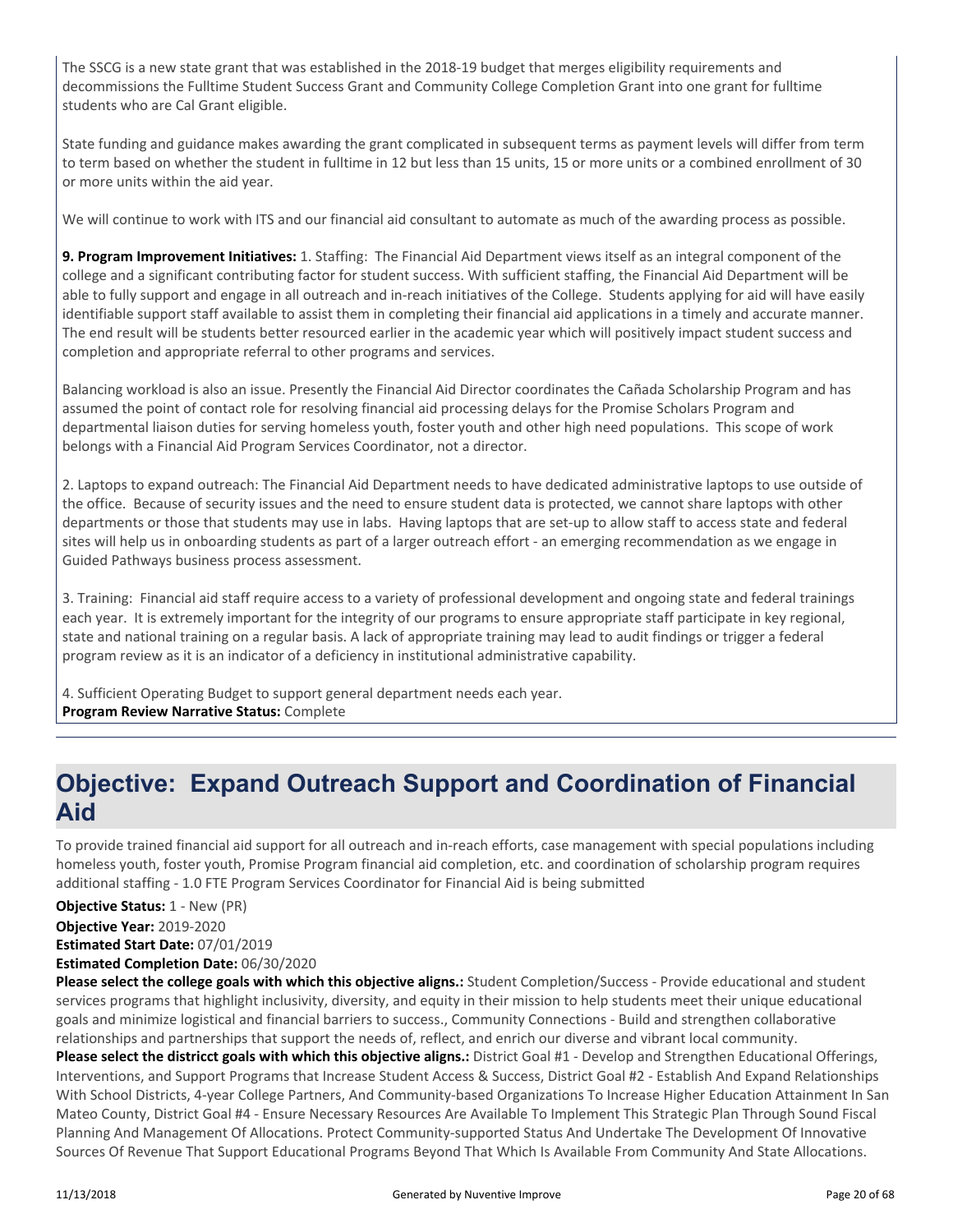The SSCG is a new state grant that was established in the 2018-19 budget that merges eligibility requirements and decommissions the Fulltime Student Success Grant and Community College Completion Grant into one grant for fulltime students who are Cal Grant eligible.

State funding and guidance makes awarding the grant complicated in subsequent terms as payment levels will differ from term to term based on whether the student in fulltime in 12 but less than 15 units, 15 or more units or a combined enrollment of 30 or more units within the aid year.

We will continue to work with ITS and our financial aid consultant to automate as much of the awarding process as possible.

**9. Program Improvement Initiatives:** 1. Staffing: The Financial Aid Department views itself as an integral component of the college and a significant contributing factor for student success. With sufficient staffing, the Financial Aid Department will be able to fully support and engage in all outreach and in-reach initiatives of the College. Students applying for aid will have easily identifiable support staff available to assist them in completing their financial aid applications in a timely and accurate manner. The end result will be students better resourced earlier in the academic year which will positively impact student success and completion and appropriate referral to other programs and services.

Balancing workload is also an issue. Presently the Financial Aid Director coordinates the Cañada Scholarship Program and has assumed the point of contact role for resolving financial aid processing delays for the Promise Scholars Program and departmental liaison duties for serving homeless youth, foster youth and other high need populations. This scope of work belongs with a Financial Aid Program Services Coordinator, not a director.

2. Laptops to expand outreach: The Financial Aid Department needs to have dedicated administrative laptops to use outside of the office. Because of security issues and the need to ensure student data is protected, we cannot share laptops with other departments or those that students may use in labs. Having laptops that are set-up to allow staff to access state and federal sites will help us in onboarding students as part of a larger outreach effort - an emerging recommendation as we engage in Guided Pathways business process assessment.

3. Training: Financial aid staff require access to a variety of professional development and ongoing state and federal trainings each year. It is extremely important for the integrity of our programs to ensure appropriate staff participate in key regional, state and national training on a regular basis. A lack of appropriate training may lead to audit findings or trigger a federal program review as it is an indicator of a deficiency in institutional administrative capability.

4. Sufficient Operating Budget to support general department needs each year.
**Program Review Narrative Status:** Complete

# Objective: Expand Outreach Support and Coordination of Financial Aid

To provide trained financial aid support for all outreach and in-reach efforts, case management with special populations including homeless youth, foster youth, Promise Program financial aid completion, etc. and coordination of scholarship program requires additional staffing - 1.0 FTE Program Services Coordinator for Financial Aid is being submitted

**Objective Status:** 1 - New (PR)
**Objective Year:** 2019-2020
**Estimated Start Date:** 07/01/2019
**Estimated Completion Date:** 06/30/2020
**Please select the college goals with which this objective aligns.:** Student Completion/Success - Provide educational and student services programs that highlight inclusivity, diversity, and equity in their mission to help students meet their unique educational goals and minimize logistical and financial barriers to success., Community Connections - Build and strengthen collaborative relationships and partnerships that support the needs of, reflect, and enrich our diverse and vibrant local community.
**Please select the districct goals with which this objective aligns.:** District Goal #1 - Develop and Strengthen Educational Offerings, Interventions, and Support Programs that Increase Student Access & Success, District Goal #2 - Establish And Expand Relationships With School Districts, 4-year College Partners, And Community-based Organizations To Increase Higher Education Attainment In San Mateo County, District Goal #4 - Ensure Necessary Resources Are Available To Implement This Strategic Plan Through Sound Fiscal Planning And Management Of Allocations. Protect Community-supported Status And Undertake The Development Of Innovative Sources Of Revenue That Support Educational Programs Beyond That Which Is Available From Community And State Allocations.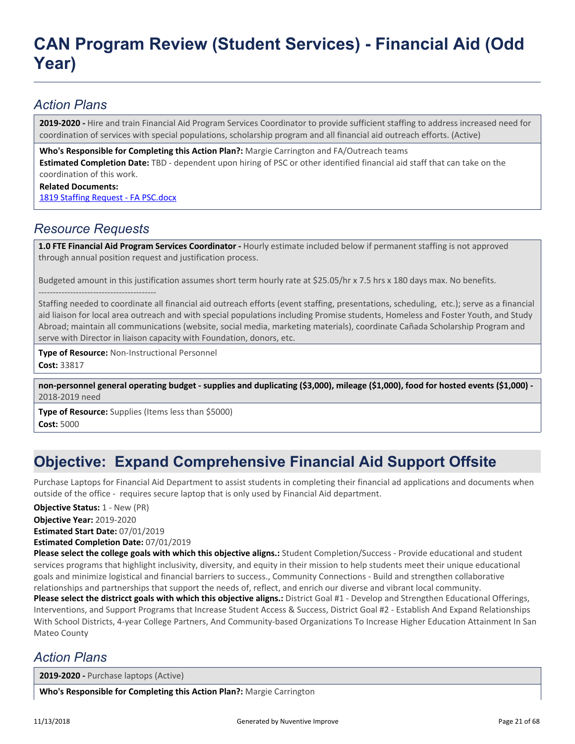# CAN Program Review (Student Services) - Financial Aid (Odd Year)

## Action Plans

**2019-2020 -** Hire and train Financial Aid Program Services Coordinator to provide sufficient staffing to address increased need for coordination of services with special populations, scholarship program and all financial aid outreach efforts. (Active)

**Who's Responsible for Completing this Action Plan?:** Margie Carrington and FA/Outreach teams
**Estimated Completion Date:** TBD - dependent upon hiring of PSC or other identified financial aid staff that can take on the coordination of this work.
**Related Documents:**
1819 Staffing Request - FA PSC.docx

## Resource Requests

**1.0 FTE Financial Aid Program Services Coordinator -** Hourly estimate included below if permanent staffing is not approved through annual position request and justification process.

Budgeted amount in this justification assumes short term hourly rate at $25.05/hr x 7.5 hrs x 180 days max. No benefits.
-----------------------------------------
Staffing needed to coordinate all financial aid outreach efforts (event staffing, presentations, scheduling, etc.); serve as a financial aid liaison for local area outreach and with special populations including Promise students, Homeless and Foster Youth, and Study Abroad; maintain all communications (website, social media, marketing materials), coordinate Cañada Scholarship Program and serve with Director in liaison capacity with Foundation, donors, etc.

**Type of Resource:** Non-Instructional Personnel
**Cost:** 33817

**non-personnel general operating budget - supplies and duplicating ($3,000), mileage ($1,000), food for hosted events ($1,000) -** 2018-2019 need

**Type of Resource:** Supplies (Items less than $5000)
**Cost:** 5000

## Objective: Expand Comprehensive Financial Aid Support Offsite

Purchase Laptops for Financial Aid Department to assist students in completing their financial ad applications and documents when outside of the office - requires secure laptop that is only used by Financial Aid department.

**Objective Status:** 1 - New (PR)
**Objective Year:** 2019-2020
**Estimated Start Date:** 07/01/2019
**Estimated Completion Date:** 07/01/2019
**Please select the college goals with which this objective aligns.:** Student Completion/Success - Provide educational and student services programs that highlight inclusivity, diversity, and equity in their mission to help students meet their unique educational goals and minimize logistical and financial barriers to success., Community Connections - Build and strengthen collaborative relationships and partnerships that support the needs of, reflect, and enrich our diverse and vibrant local community.
**Please select the districct goals with which this objective aligns.:** District Goal #1 - Develop and Strengthen Educational Offerings, Interventions, and Support Programs that Increase Student Access & Success, District Goal #2 - Establish And Expand Relationships With School Districts, 4-year College Partners, And Community-based Organizations To Increase Higher Education Attainment In San Mateo County

## Action Plans

**2019-2020 -** Purchase laptops (Active)

**Who's Responsible for Completing this Action Plan?:** Margie Carrington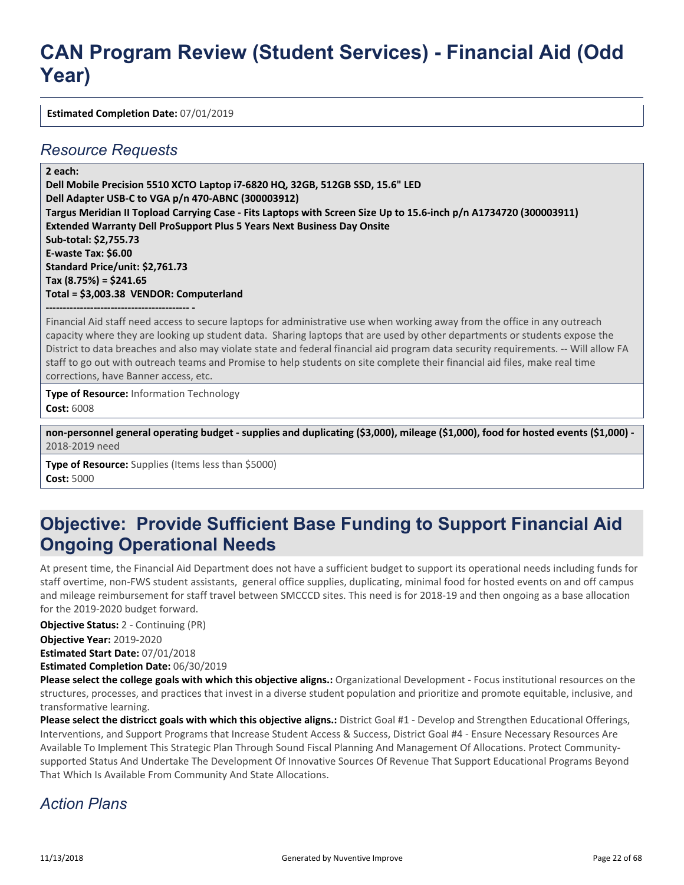# CAN Program Review (Student Services) - Financial Aid (Odd Year)

**Estimated Completion Date:** 07/01/2019

## *Resource Requests*

**2 each:**
**Dell Mobile Precision 5510 XCTO Laptop i7-6820 HQ, 32GB, 512GB SSD, 15.6" LED**
**Dell Adapter USB-C to VGA p/n 470-ABNC (300003912)**
**Targus Meridian II Topload Carrying Case - Fits Laptops with Screen Size Up to 15.6-inch p/n A1734720 (300003911)**
**Extended Warranty Dell ProSupport Plus 5 Years Next Business Day Onsite**
**Sub-total: $2,755.73**
**E-waste Tax: $6.00**
**Standard Price/unit: $2,761.73**
**Tax (8.75%) = $241.65**
**Total = $3,003.38 VENDOR: Computerland**
**------------------------------------------ -**

Financial Aid staff need access to secure laptops for administrative use when working away from the office in any outreach capacity where they are looking up student data. Sharing laptops that are used by other departments or students expose the District to data breaches and also may violate state and federal financial aid program data security requirements. -- Will allow FA staff to go out with outreach teams and Promise to help students on site complete their financial aid files, make real time corrections, have Banner access, etc.

**Type of Resource:** Information Technology
**Cost:** 6008

**non-personnel general operating budget - supplies and duplicating ($3,000), mileage ($1,000), food for hosted events ($1,000) -** 2018-2019 need

**Type of Resource:** Supplies (Items less than $5000)
**Cost:** 5000

# Objective: Provide Sufficient Base Funding to Support Financial Aid Ongoing Operational Needs

At present time, the Financial Aid Department does not have a sufficient budget to support its operational needs including funds for staff overtime, non-FWS student assistants, general office supplies, duplicating, minimal food for hosted events on and off campus and mileage reimbursement for staff travel between SMCCCD sites. This need is for 2018-19 and then ongoing as a base allocation for the 2019-2020 budget forward.

**Objective Status:** 2 - Continuing (PR)
**Objective Year:** 2019-2020
**Estimated Start Date:** 07/01/2018
**Estimated Completion Date:** 06/30/2019
**Please select the college goals with which this objective aligns.:** Organizational Development - Focus institutional resources on the structures, processes, and practices that invest in a diverse student population and prioritize and promote equitable, inclusive, and transformative learning.
**Please select the districct goals with which this objective aligns.:** District Goal #1 - Develop and Strengthen Educational Offerings, Interventions, and Support Programs that Increase Student Access & Success, District Goal #4 - Ensure Necessary Resources Are Available To Implement This Strategic Plan Through Sound Fiscal Planning And Management Of Allocations. Protect Community-supported Status And Undertake The Development Of Innovative Sources Of Revenue That Support Educational Programs Beyond That Which Is Available From Community And State Allocations.

## *Action Plans*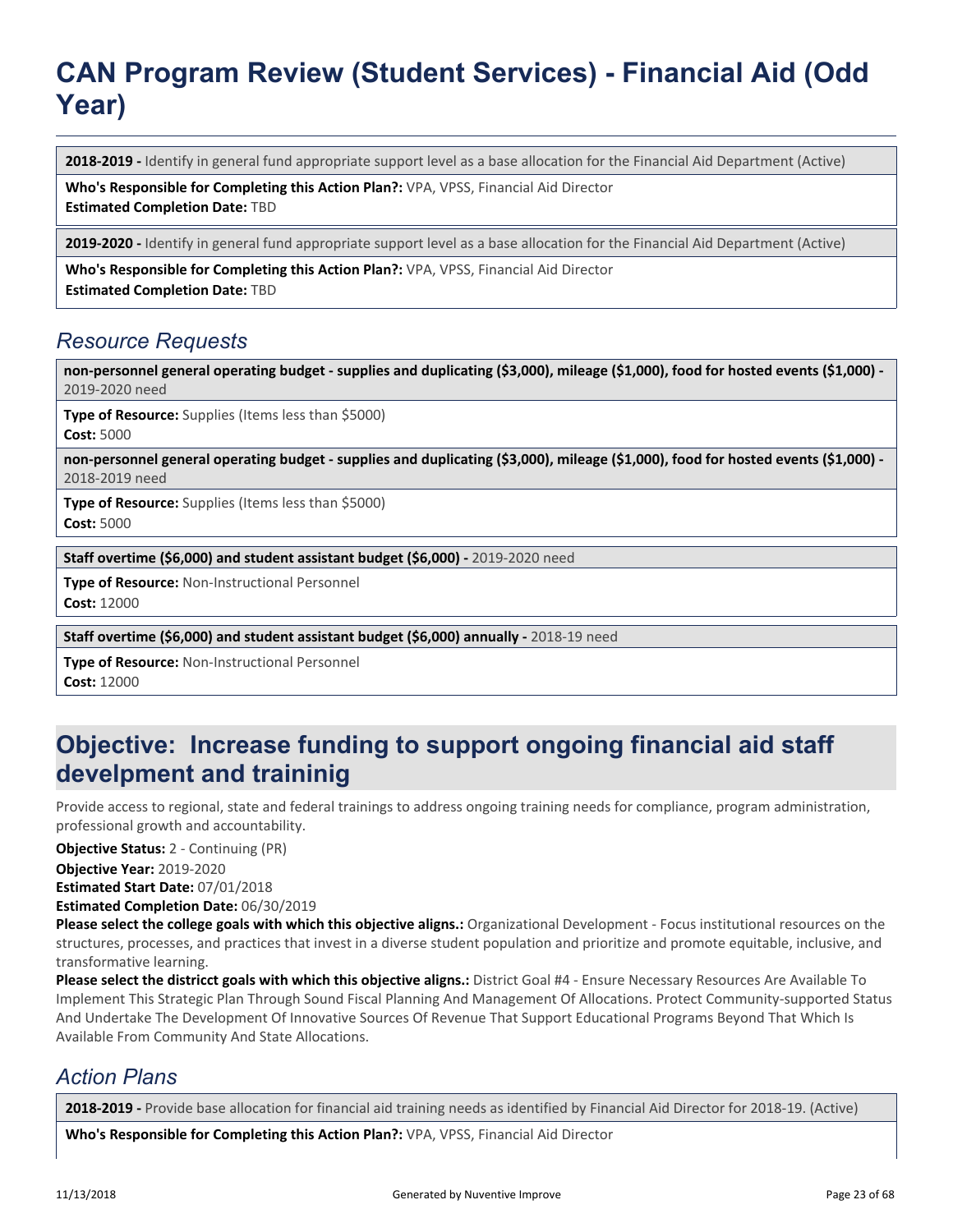# CAN Program Review (Student Services) - Financial Aid (Odd Year)

**2018-2019 -** Identify in general fund appropriate support level as a base allocation for the Financial Aid Department (Active)

**Who's Responsible for Completing this Action Plan?:** VPA, VPSS, Financial Aid Director
**Estimated Completion Date:** TBD

**2019-2020 -** Identify in general fund appropriate support level as a base allocation for the Financial Aid Department (Active)

**Who's Responsible for Completing this Action Plan?:** VPA, VPSS, Financial Aid Director
**Estimated Completion Date:** TBD

## *Resource Requests*

**non-personnel general operating budget - supplies and duplicating ($3,000), mileage ($1,000), food for hosted events ($1,000) -** 2019-2020 need

**Type of Resource:** Supplies (Items less than $5000)
**Cost:** 5000

**non-personnel general operating budget - supplies and duplicating ($3,000), mileage ($1,000), food for hosted events ($1,000) -** 2018-2019 need

**Type of Resource:** Supplies (Items less than $5000)
**Cost:** 5000

**Staff overtime ($6,000) and student assistant budget ($6,000) -** 2019-2020 need

**Type of Resource:** Non-Instructional Personnel
**Cost:** 12000

**Staff overtime ($6,000) and student assistant budget ($6,000) annually -** 2018-19 need

**Type of Resource:** Non-Instructional Personnel
**Cost:** 12000

## Objective: Increase funding to support ongoing financial aid staff develpment and traininig

Provide access to regional, state and federal trainings to address ongoing training needs for compliance, program administration, professional growth and accountability.

**Objective Status:** 2 - Continuing (PR)
**Objective Year:** 2019-2020
**Estimated Start Date:** 07/01/2018
**Estimated Completion Date:** 06/30/2019
**Please select the college goals with which this objective aligns.:** Organizational Development - Focus institutional resources on the structures, processes, and practices that invest in a diverse student population and prioritize and promote equitable, inclusive, and transformative learning.
**Please select the districct goals with which this objective aligns.:** District Goal #4 - Ensure Necessary Resources Are Available To Implement This Strategic Plan Through Sound Fiscal Planning And Management Of Allocations. Protect Community-supported Status And Undertake The Development Of Innovative Sources Of Revenue That Support Educational Programs Beyond That Which Is Available From Community And State Allocations.

## *Action Plans*

**2018-2019 -** Provide base allocation for financial aid training needs as identified by Financial Aid Director for 2018-19. (Active)

**Who's Responsible for Completing this Action Plan?:** VPA, VPSS, Financial Aid Director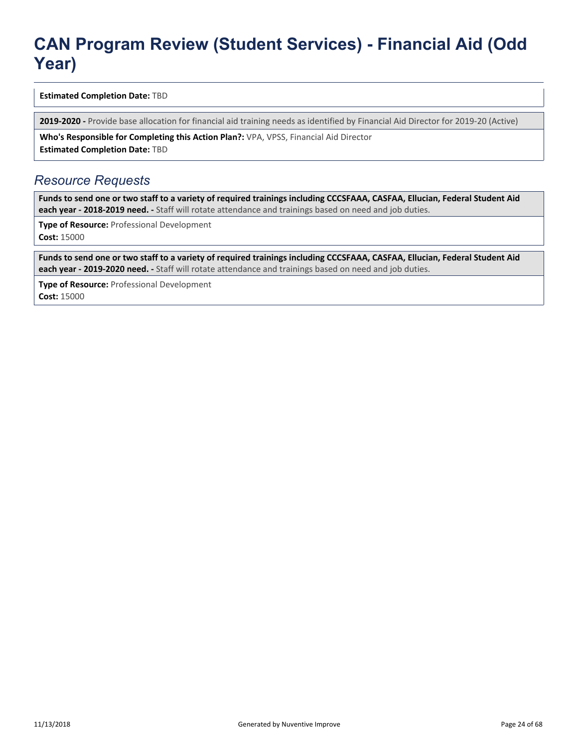# CAN Program Review (Student Services) - Financial Aid (Odd Year)

**Estimated Completion Date:** TBD

**2019-2020 -** Provide base allocation for financial aid training needs as identified by Financial Aid Director for 2019-20 (Active)

**Who's Responsible for Completing this Action Plan?:** VPA, VPSS, Financial Aid Director
**Estimated Completion Date:** TBD

## *Resource Requests*

**Funds to send one or two staff to a variety of required trainings including CCCSFAAA, CASFAA, Ellucian, Federal Student Aid each year - 2018-2019 need. -** Staff will rotate attendance and trainings based on need and job duties.

**Type of Resource:** Professional Development
**Cost:** 15000

**Funds to send one or two staff to a variety of required trainings including CCCSFAAA, CASFAA, Ellucian, Federal Student Aid each year - 2019-2020 need. -** Staff will rotate attendance and trainings based on need and job duties.

**Type of Resource:** Professional Development
**Cost:** 15000